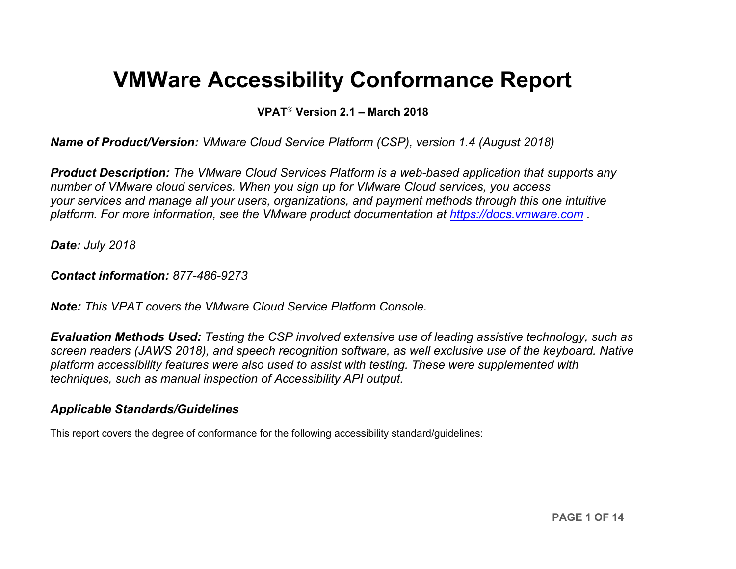# VMWare Accessibility Conformance Report

**VPAT® Version 2.1 – March 2018**

***Name of Product/Version:*** *VMware Cloud Service Platform (CSP), version 1.4 (August 2018)*

***Product Description:*** *The VMware Cloud Services Platform is a web-based application that supports any number of VMware cloud services. When you sign up for VMware Cloud services, you access your services and manage all your users, organizations, and payment methods through this one intuitive platform. For more information, see the VMware product documentation at [https://docs.vmware.com](https://docs.vmware.com) .*

***Date:*** *July 2018*

***Contact information:*** *877-486-9273*

***Note:*** *This VPAT covers the VMware Cloud Service Platform Console.*

***Evaluation Methods Used:*** *Testing the CSP involved extensive use of leading assistive technology, such as screen readers (JAWS 2018), and speech recognition software, as well exclusive use of the keyboard. Native platform accessibility features were also used to assist with testing. These were supplemented with techniques, such as manual inspection of Accessibility API output.*

### *Applicable Standards/Guidelines*

This report covers the degree of conformance for the following accessibility standard/guidelines: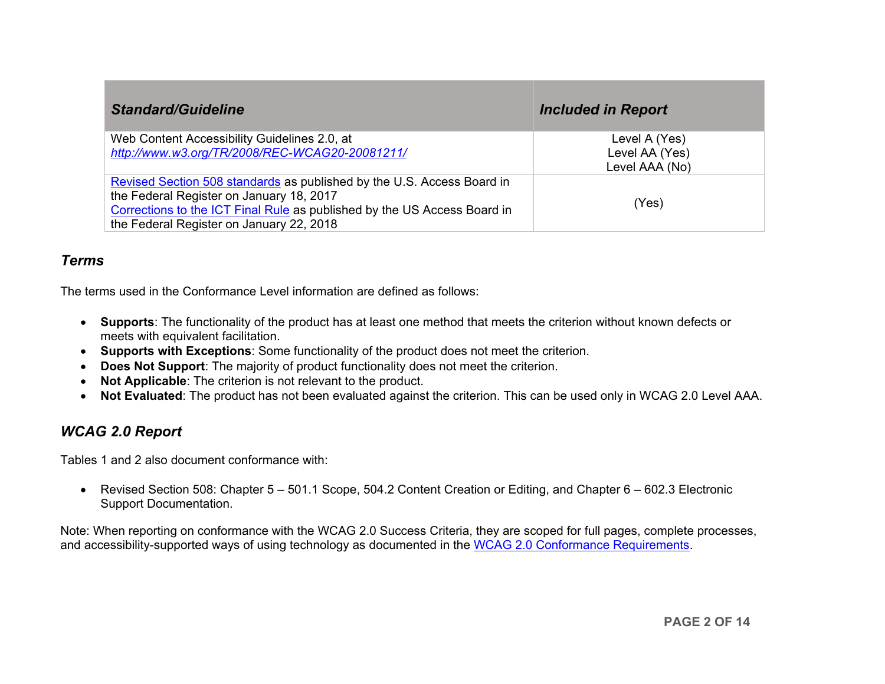| *Standard/Guideline* | *Included in Report* |
|---|---|
| Web Content Accessibility Guidelines 2.0, at *http://www.w3.org/TR/2008/REC-WCAG20-20081211/* | Level A (Yes)<br>Level AA (Yes)<br>Level AAA (No) |
| Revised Section 508 standards as published by the U.S. Access Board in the Federal Register on January 18, 2017<br>Corrections to the ICT Final Rule as published by the US Access Board in the Federal Register on January 22, 2018 | (Yes) |

## *Terms*

The terms used in the Conformance Level information are defined as follows:

- **Supports**: The functionality of the product has at least one method that meets the criterion without known defects or meets with equivalent facilitation.
- **Supports with Exceptions**: Some functionality of the product does not meet the criterion.
- **Does Not Support**: The majority of product functionality does not meet the criterion.
- **Not Applicable**: The criterion is not relevant to the product.
- **Not Evaluated**: The product has not been evaluated against the criterion. This can be used only in WCAG 2.0 Level AAA.

## *WCAG 2.0 Report*

Tables 1 and 2 also document conformance with:

- Revised Section 508: Chapter 5 – 501.1 Scope, 504.2 Content Creation or Editing, and Chapter 6 – 602.3 Electronic Support Documentation.

Note: When reporting on conformance with the WCAG 2.0 Success Criteria, they are scoped for full pages, complete processes, and accessibility-supported ways of using technology as documented in the WCAG 2.0 Conformance Requirements.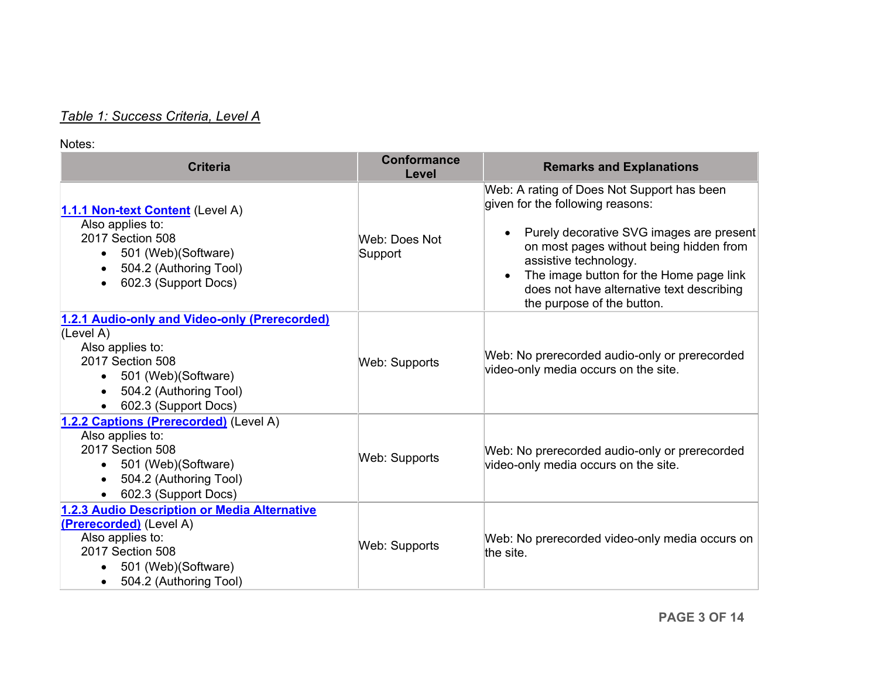*Table 1: Success Criteria, Level A*

Notes:

| Criteria | Conformance Level | Remarks and Explanations |
| --- | --- | --- |
| [1.1.1 Non-text Content](#) (Level A)<br>Also applies to:<br>2017 Section 508<br>• 501 (Web)(Software)<br>• 504.2 (Authoring Tool)<br>• 602.3 (Support Docs) | Web: Does Not Support | Web: A rating of Does Not Support has been given for the following reasons:<br>• Purely decorative SVG images are present on most pages without being hidden from assistive technology.<br>• The image button for the Home page link does not have alternative text describing the purpose of the button. |
| [1.2.1 Audio-only and Video-only (Prerecorded)](#) (Level A)<br>Also applies to:<br>2017 Section 508<br>• 501 (Web)(Software)<br>• 504.2 (Authoring Tool)<br>• 602.3 (Support Docs) | Web: Supports | Web: No prerecorded audio-only or prerecorded video-only media occurs on the site. |
| [1.2.2 Captions (Prerecorded)](#) (Level A)<br>Also applies to:<br>2017 Section 508<br>• 501 (Web)(Software)<br>• 504.2 (Authoring Tool)<br>• 602.3 (Support Docs) | Web: Supports | Web: No prerecorded audio-only or prerecorded video-only media occurs on the site. |
| [1.2.3 Audio Description or Media Alternative (Prerecorded)](#) (Level A)<br>Also applies to:<br>2017 Section 508<br>• 501 (Web)(Software)<br>• 504.2 (Authoring Tool) | Web: Supports | Web: No prerecorded video-only media occurs on the site. |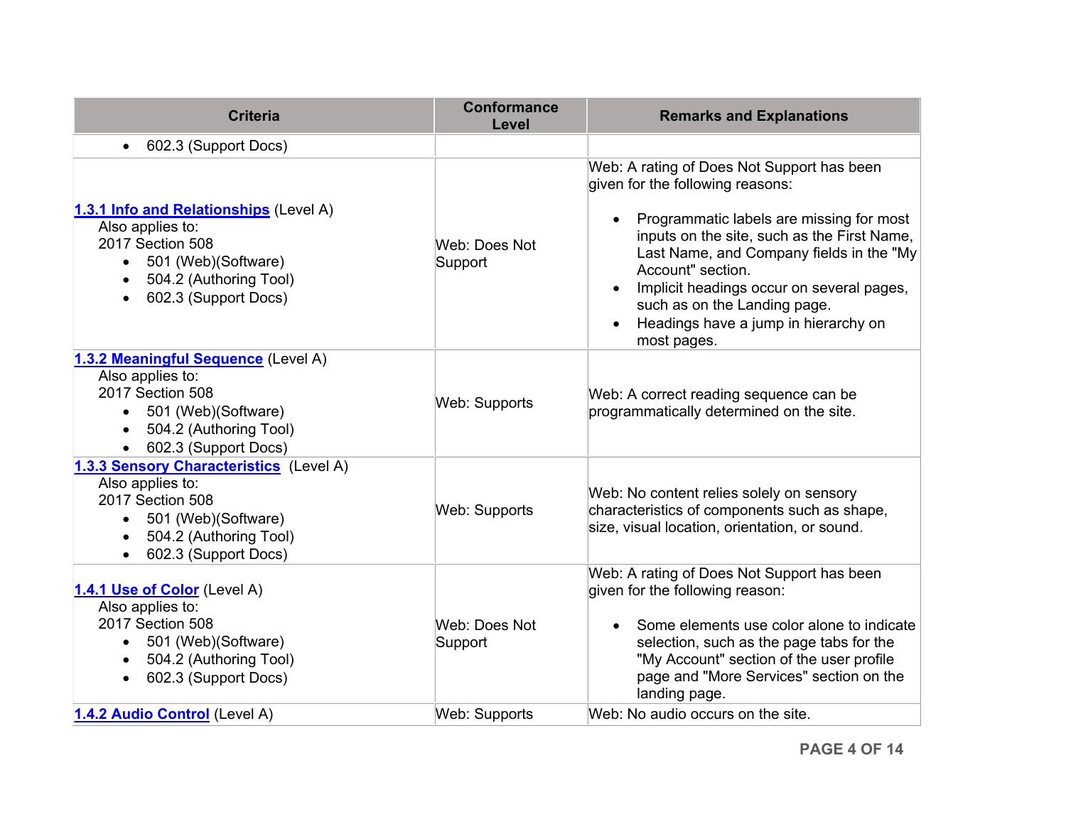| Criteria | Conformance Level | Remarks and Explanations |
|---|---|---|
| • 602.3 (Support Docs) | | |
| **1.3.1 Info and Relationships** (Level A)<br>Also applies to:<br>2017 Section 508<br>• 501 (Web)(Software)<br>• 504.2 (Authoring Tool)<br>• 602.3 (Support Docs) | Web: Does Not Support | Web: A rating of Does Not Support has been given for the following reasons:<br>• Programmatic labels are missing for most inputs on the site, such as the First Name, Last Name, and Company fields in the "My Account" section.<br>• Implicit headings occur on several pages, such as on the Landing page.<br>• Headings have a jump in hierarchy on most pages. |
| **1.3.2 Meaningful Sequence** (Level A)<br>Also applies to:<br>2017 Section 508<br>• 501 (Web)(Software)<br>• 504.2 (Authoring Tool)<br>• 602.3 (Support Docs) | Web: Supports | Web: A correct reading sequence can be programmatically determined on the site. |
| **1.3.3 Sensory Characteristics** (Level A)<br>Also applies to:<br>2017 Section 508<br>• 501 (Web)(Software)<br>• 504.2 (Authoring Tool)<br>• 602.3 (Support Docs) | Web: Supports | Web: No content relies solely on sensory characteristics of components such as shape, size, visual location, orientation, or sound. |
| **1.4.1 Use of Color** (Level A)<br>Also applies to:<br>2017 Section 508<br>• 501 (Web)(Software)<br>• 504.2 (Authoring Tool)<br>• 602.3 (Support Docs) | Web: Does Not Support | Web: A rating of Does Not Support has been given for the following reason:<br>• Some elements use color alone to indicate selection, such as the page tabs for the "My Account" section of the user profile page and "More Services" section on the landing page. |
| **1.4.2 Audio Control** (Level A) | Web: Supports | Web: No audio occurs on the site. |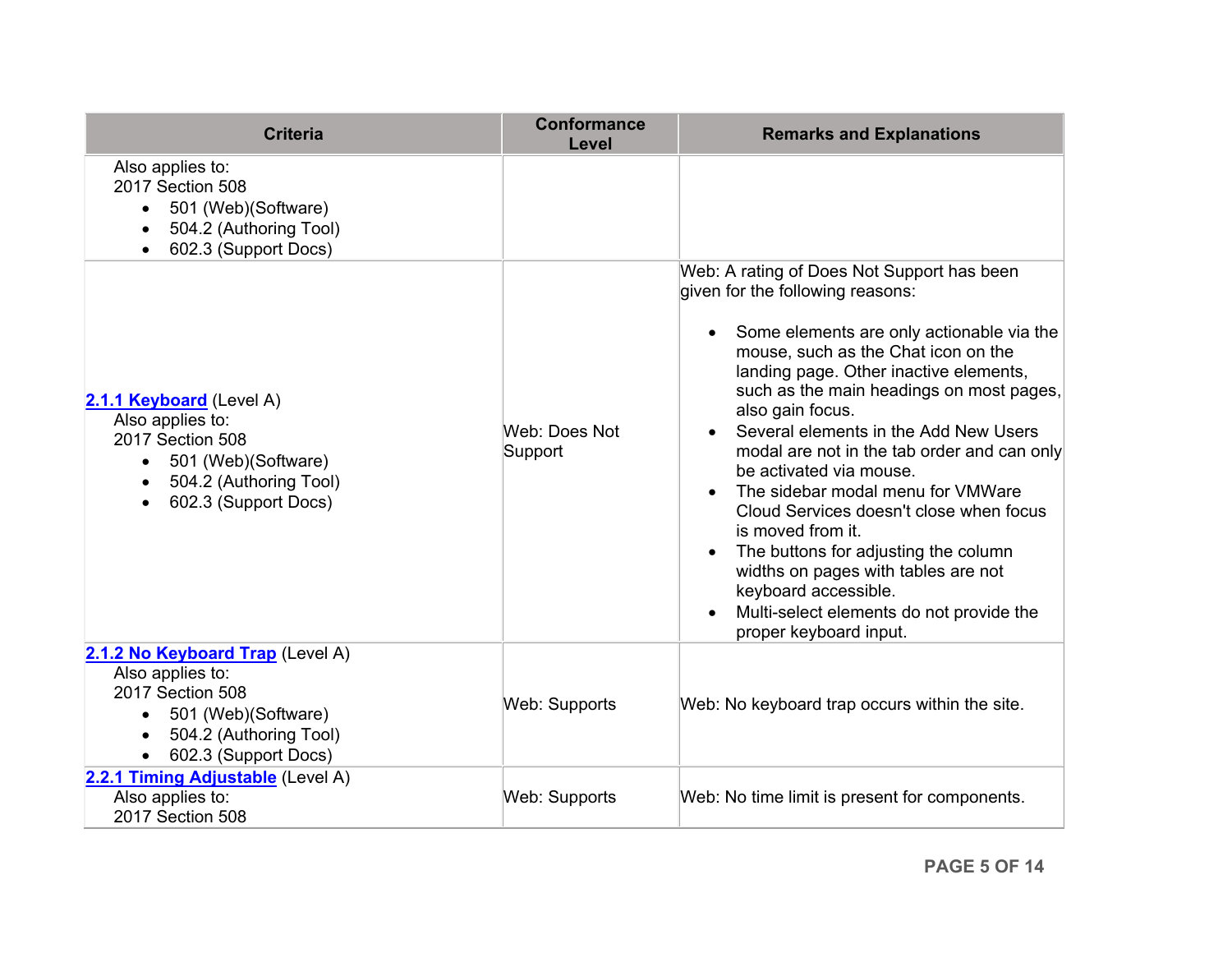| Criteria | Conformance Level | Remarks and Explanations |
|---|---|---|
| Also applies to:<br>2017 Section 508<br>• 501 (Web)(Software)<br>• 504.2 (Authoring Tool)<br>• 602.3 (Support Docs) | | |
| **2.1.1 Keyboard** (Level A)<br>Also applies to:<br>2017 Section 508<br>• 501 (Web)(Software)<br>• 504.2 (Authoring Tool)<br>• 602.3 (Support Docs) | Web: Does Not Support | Web: A rating of Does Not Support has been given for the following reasons:<br>• Some elements are only actionable via the mouse, such as the Chat icon on the landing page. Other inactive elements, such as the main headings on most pages, also gain focus.<br>• Several elements in the Add New Users modal are not in the tab order and can only be activated via mouse.<br>• The sidebar modal menu for VMWare Cloud Services doesn't close when focus is moved from it.<br>• The buttons for adjusting the column widths on pages with tables are not keyboard accessible.<br>• Multi-select elements do not provide the proper keyboard input. |
| **2.1.2 No Keyboard Trap** (Level A)<br>Also applies to:<br>2017 Section 508<br>• 501 (Web)(Software)<br>• 504.2 (Authoring Tool)<br>• 602.3 (Support Docs) | Web: Supports | Web: No keyboard trap occurs within the site. |
| **2.2.1 Timing Adjustable** (Level A)<br>Also applies to:<br>2017 Section 508 | Web: Supports | Web: No time limit is present for components. |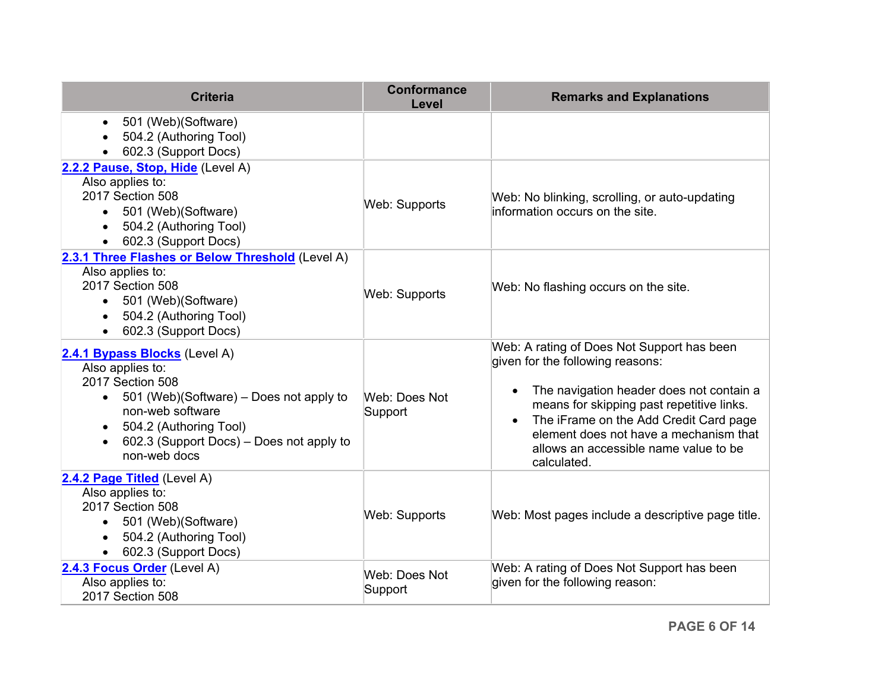| Criteria | Conformance Level | Remarks and Explanations |
|---|---|---|
| <ul><li>501 (Web)(Software)</li><li>504.2 (Authoring Tool)</li><li>602.3 (Support Docs)</li></ul> | | |
| **2.2.2 Pause, Stop, Hide** (Level A)<br>Also applies to:<br>2017 Section 508<ul><li>501 (Web)(Software)</li><li>504.2 (Authoring Tool)</li><li>602.3 (Support Docs)</li></ul> | Web: Supports | Web: No blinking, scrolling, or auto-updating information occurs on the site. |
| **2.3.1 Three Flashes or Below Threshold** (Level A)<br>Also applies to:<br>2017 Section 508<ul><li>501 (Web)(Software)</li><li>504.2 (Authoring Tool)</li><li>602.3 (Support Docs)</li></ul> | Web: Supports | Web: No flashing occurs on the site. |
| **2.4.1 Bypass Blocks** (Level A)<br>Also applies to:<br>2017 Section 508<ul><li>501 (Web)(Software) – Does not apply to non-web software</li><li>504.2 (Authoring Tool)</li><li>602.3 (Support Docs) – Does not apply to non-web docs</li></ul> | Web: Does Not Support | Web: A rating of Does Not Support has been given for the following reasons:<ul><li>The navigation header does not contain a means for skipping past repetitive links.</li><li>The iFrame on the Add Credit Card page element does not have a mechanism that allows an accessible name value to be calculated.</li></ul> |
| **2.4.2 Page Titled** (Level A)<br>Also applies to:<br>2017 Section 508<ul><li>501 (Web)(Software)</li><li>504.2 (Authoring Tool)</li><li>602.3 (Support Docs)</li></ul> | Web: Supports | Web: Most pages include a descriptive page title. |
| **2.4.3 Focus Order** (Level A)<br>Also applies to:<br>2017 Section 508 | Web: Does Not Support | Web: A rating of Does Not Support has been given for the following reason: |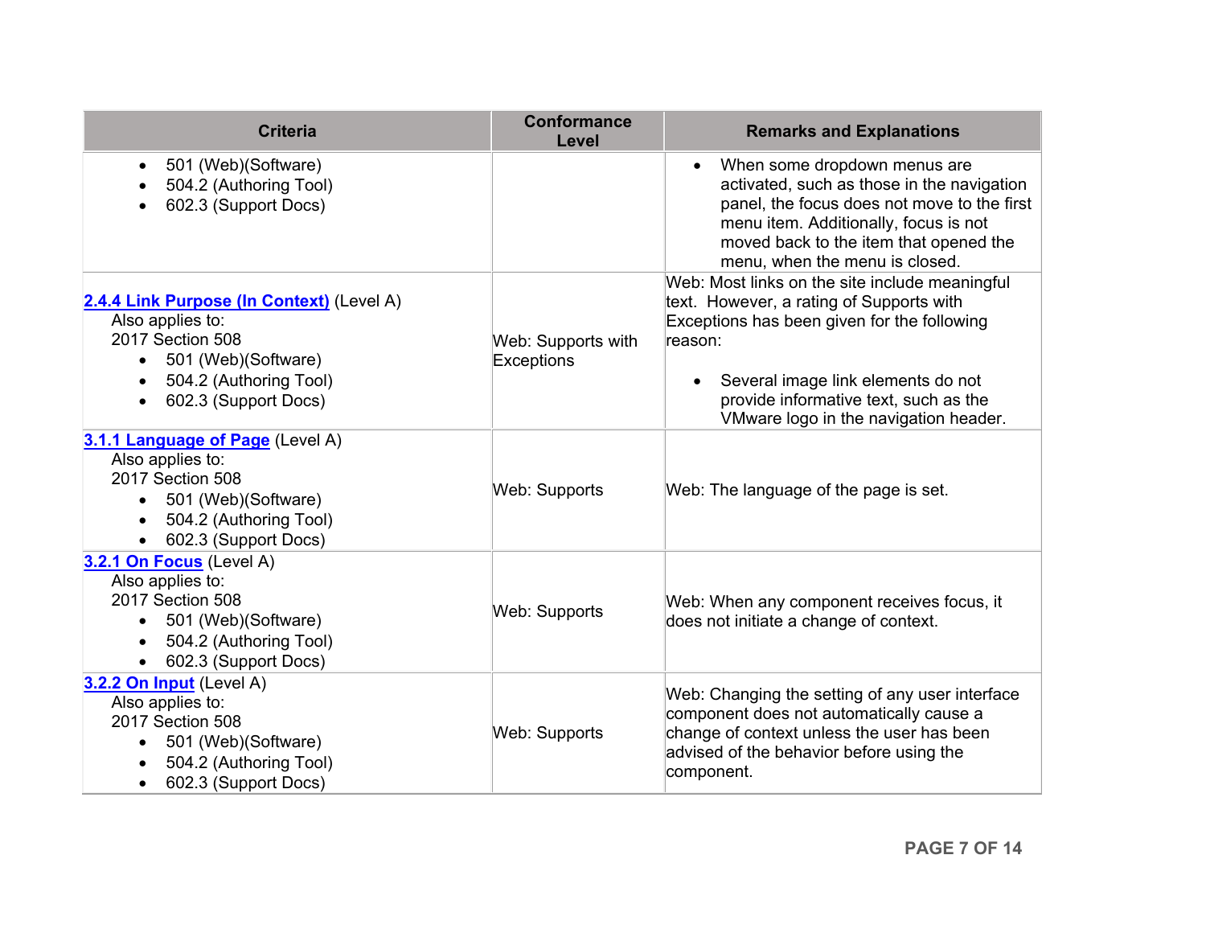| Criteria | Conformance Level | Remarks and Explanations |
| --- | --- | --- |
| • 501 (Web)(Software)<br>• 504.2 (Authoring Tool)<br>• 602.3 (Support Docs) | | • When some dropdown menus are activated, such as those in the navigation panel, the focus does not move to the first menu item. Additionally, focus is not moved back to the item that opened the menu, when the menu is closed. |
| **2.4.4 Link Purpose (In Context)** (Level A)<br>Also applies to:<br>2017 Section 508<br>• 501 (Web)(Software)<br>• 504.2 (Authoring Tool)<br>• 602.3 (Support Docs) | Web: Supports with Exceptions | Web: Most links on the site include meaningful text. However, a rating of Supports with Exceptions has been given for the following reason:<br><br>• Several image link elements do not provide informative text, such as the VMware logo in the navigation header. |
| **3.1.1 Language of Page** (Level A)<br>Also applies to:<br>2017 Section 508<br>• 501 (Web)(Software)<br>• 504.2 (Authoring Tool)<br>• 602.3 (Support Docs) | Web: Supports | Web: The language of the page is set. |
| **3.2.1 On Focus** (Level A)<br>Also applies to:<br>2017 Section 508<br>• 501 (Web)(Software)<br>• 504.2 (Authoring Tool)<br>• 602.3 (Support Docs) | Web: Supports | Web: When any component receives focus, it does not initiate a change of context. |
| **3.2.2 On Input** (Level A)<br>Also applies to:<br>2017 Section 508<br>• 501 (Web)(Software)<br>• 504.2 (Authoring Tool)<br>• 602.3 (Support Docs) | Web: Supports | Web: Changing the setting of any user interface component does not automatically cause a change of context unless the user has been advised of the behavior before using the component. |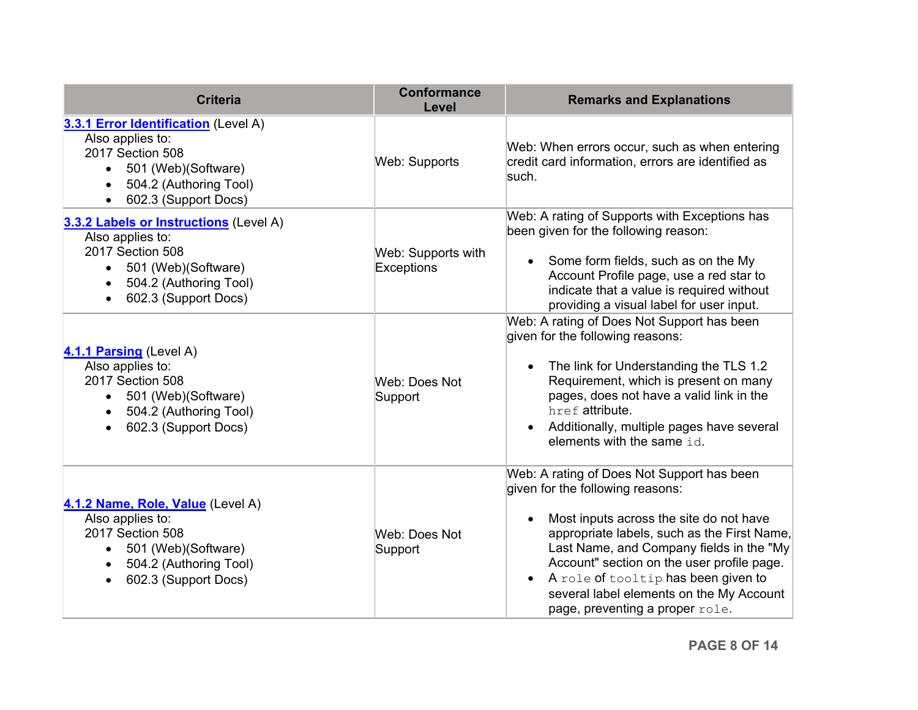| Criteria | Conformance Level | Remarks and Explanations |
|---|---|---|
| **3.3.1 Error Identification** (Level A)<br>Also applies to:<br>2017 Section 508<br>• 501 (Web)(Software)<br>• 504.2 (Authoring Tool)<br>• 602.3 (Support Docs) | Web: Supports | Web: When errors occur, such as when entering credit card information, errors are identified as such. |
| **3.3.2 Labels or Instructions** (Level A)<br>Also applies to:<br>2017 Section 508<br>• 501 (Web)(Software)<br>• 504.2 (Authoring Tool)<br>• 602.3 (Support Docs) | Web: Supports with Exceptions | Web: A rating of Supports with Exceptions has been given for the following reason:<br>• Some form fields, such as on the My Account Profile page, use a red star to indicate that a value is required without providing a visual label for user input. |
| **4.1.1 Parsing** (Level A)<br>Also applies to:<br>2017 Section 508<br>• 501 (Web)(Software)<br>• 504.2 (Authoring Tool)<br>• 602.3 (Support Docs) | Web: Does Not Support | Web: A rating of Does Not Support has been given for the following reasons:<br>• The link for Understanding the TLS 1.2 Requirement, which is present on many pages, does not have a valid link in the `href` attribute.<br>• Additionally, multiple pages have several elements with the same `id`. |
| **4.1.2 Name, Role, Value** (Level A)<br>Also applies to:<br>2017 Section 508<br>• 501 (Web)(Software)<br>• 504.2 (Authoring Tool)<br>• 602.3 (Support Docs) | Web: Does Not Support | Web: A rating of Does Not Support has been given for the following reasons:<br>• Most inputs across the site do not have appropriate labels, such as the First Name, Last Name, and Company fields in the "My Account" section on the user profile page.<br>• A `role` of `tooltip` has been given to several label elements on the My Account page, preventing a proper `role`. |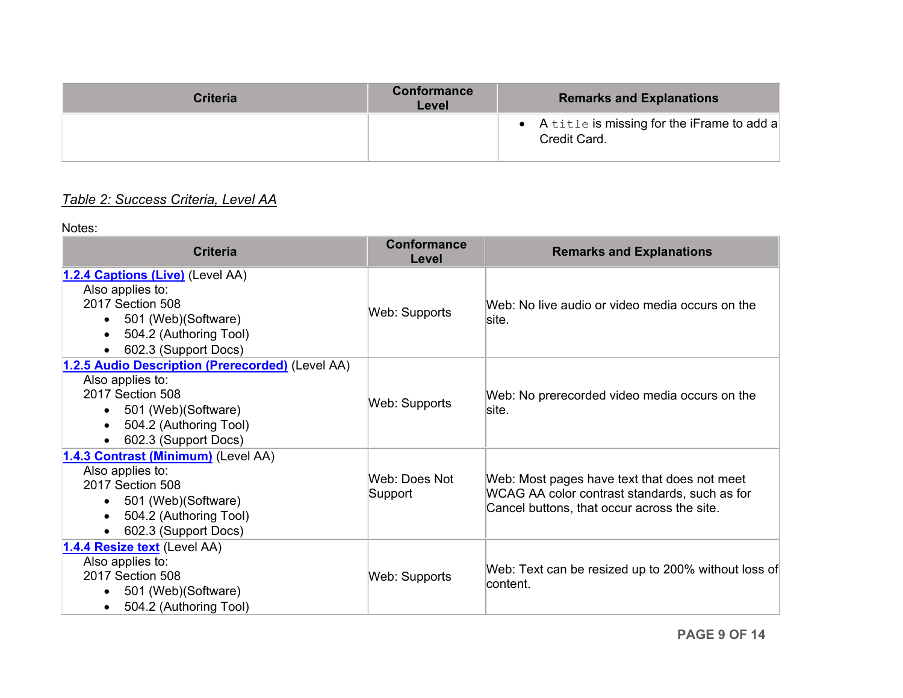| Criteria | Conformance Level | Remarks and Explanations |
|---|---|---|
| | | • A `title` is missing for the iFrame to add a Credit Card. |

*Table 2: Success Criteria, Level AA*

Notes:

| Criteria | Conformance Level | Remarks and Explanations |
|---|---|---|
| **1.2.4 Captions (Live)** (Level AA)<br>Also applies to:<br>2017 Section 508<br>• 501 (Web)(Software)<br>• 504.2 (Authoring Tool)<br>• 602.3 (Support Docs) | Web: Supports | Web: No live audio or video media occurs on the site. |
| **1.2.5 Audio Description (Prerecorded)** (Level AA)<br>Also applies to:<br>2017 Section 508<br>• 501 (Web)(Software)<br>• 504.2 (Authoring Tool)<br>• 602.3 (Support Docs) | Web: Supports | Web: No prerecorded video media occurs on the site. |
| **1.4.3 Contrast (Minimum)** (Level AA)<br>Also applies to:<br>2017 Section 508<br>• 501 (Web)(Software)<br>• 504.2 (Authoring Tool)<br>• 602.3 (Support Docs) | Web: Does Not Support | Web: Most pages have text that does not meet WCAG AA color contrast standards, such as for Cancel buttons, that occur across the site. |
| **1.4.4 Resize text** (Level AA)<br>Also applies to:<br>2017 Section 508<br>• 501 (Web)(Software)<br>• 504.2 (Authoring Tool) | Web: Supports | Web: Text can be resized up to 200% without loss of content. |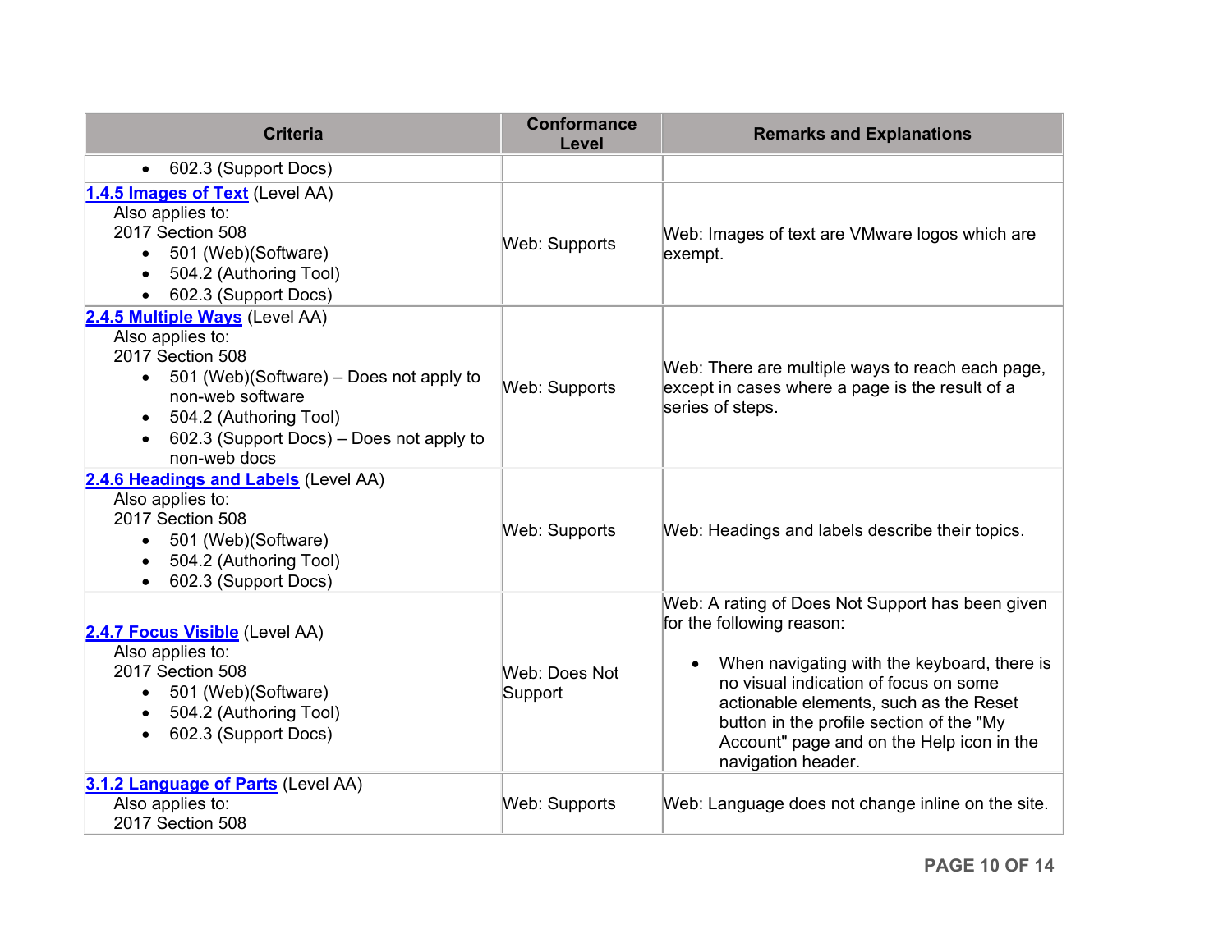| Criteria | Conformance Level | Remarks and Explanations |
|---|---|---|
| • 602.3 (Support Docs) | | |
| **1.4.5 Images of Text** (Level AA)<br>Also applies to:<br>2017 Section 508<br>• 501 (Web)(Software)<br>• 504.2 (Authoring Tool)<br>• 602.3 (Support Docs) | Web: Supports | Web: Images of text are VMware logos which are exempt. |
| **2.4.5 Multiple Ways** (Level AA)<br>Also applies to:<br>2017 Section 508<br>• 501 (Web)(Software) – Does not apply to non-web software<br>• 504.2 (Authoring Tool)<br>• 602.3 (Support Docs) – Does not apply to non-web docs | Web: Supports | Web: There are multiple ways to reach each page, except in cases where a page is the result of a series of steps. |
| **2.4.6 Headings and Labels** (Level AA)<br>Also applies to:<br>2017 Section 508<br>• 501 (Web)(Software)<br>• 504.2 (Authoring Tool)<br>• 602.3 (Support Docs) | Web: Supports | Web: Headings and labels describe their topics. |
| **2.4.7 Focus Visible** (Level AA)<br>Also applies to:<br>2017 Section 508<br>• 501 (Web)(Software)<br>• 504.2 (Authoring Tool)<br>• 602.3 (Support Docs) | Web: Does Not Support | Web: A rating of Does Not Support has been given for the following reason:<br>• When navigating with the keyboard, there is no visual indication of focus on some actionable elements, such as the Reset button in the profile section of the "My Account" page and on the Help icon in the navigation header. |
| **3.1.2 Language of Parts** (Level AA)<br>Also applies to:<br>2017 Section 508 | Web: Supports | Web: Language does not change inline on the site. |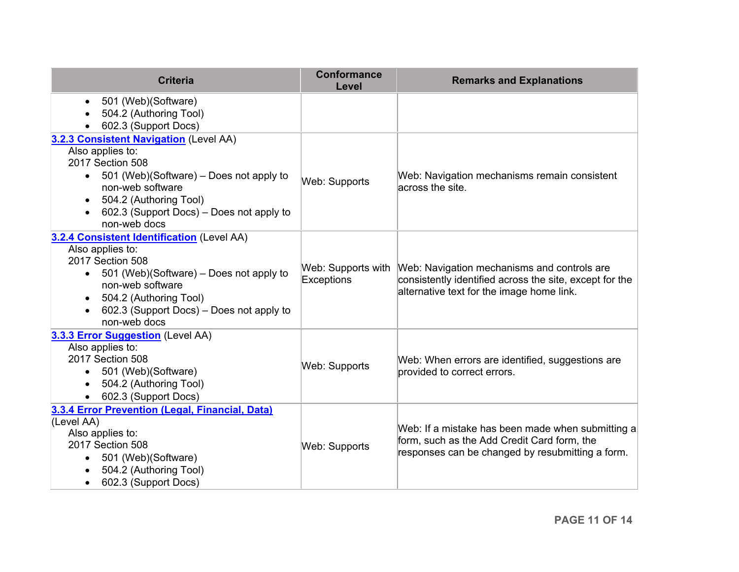| Criteria | Conformance Level | Remarks and Explanations |
|---|---|---|
| <ul><li>501 (Web)(Software)</li><li>504.2 (Authoring Tool)</li><li>602.3 (Support Docs)</li></ul> | | |
| **[3.2.3 Consistent Navigation]** (Level AA)<br>Also applies to:<br>2017 Section 508<ul><li>501 (Web)(Software) – Does not apply to non-web software</li><li>504.2 (Authoring Tool)</li><li>602.3 (Support Docs) – Does not apply to non-web docs</li></ul> | Web: Supports | Web: Navigation mechanisms remain consistent across the site. |
| **[3.2.4 Consistent Identification]** (Level AA)<br>Also applies to:<br>2017 Section 508<ul><li>501 (Web)(Software) – Does not apply to non-web software</li><li>504.2 (Authoring Tool)</li><li>602.3 (Support Docs) – Does not apply to non-web docs</li></ul> | Web: Supports with Exceptions | Web: Navigation mechanisms and controls are consistently identified across the site, except for the alternative text for the image home link. |
| **[3.3.3 Error Suggestion]** (Level AA)<br>Also applies to:<br>2017 Section 508<ul><li>501 (Web)(Software)</li><li>504.2 (Authoring Tool)</li><li>602.3 (Support Docs)</li></ul> | Web: Supports | Web: When errors are identified, suggestions are provided to correct errors. |
| **[3.3.4 Error Prevention (Legal, Financial, Data)]** (Level AA)<br>Also applies to:<br>2017 Section 508<ul><li>501 (Web)(Software)</li><li>504.2 (Authoring Tool)</li><li>602.3 (Support Docs)</li></ul> | Web: Supports | Web: If a mistake has been made when submitting a form, such as the Add Credit Card form, the responses can be changed by resubmitting a form. |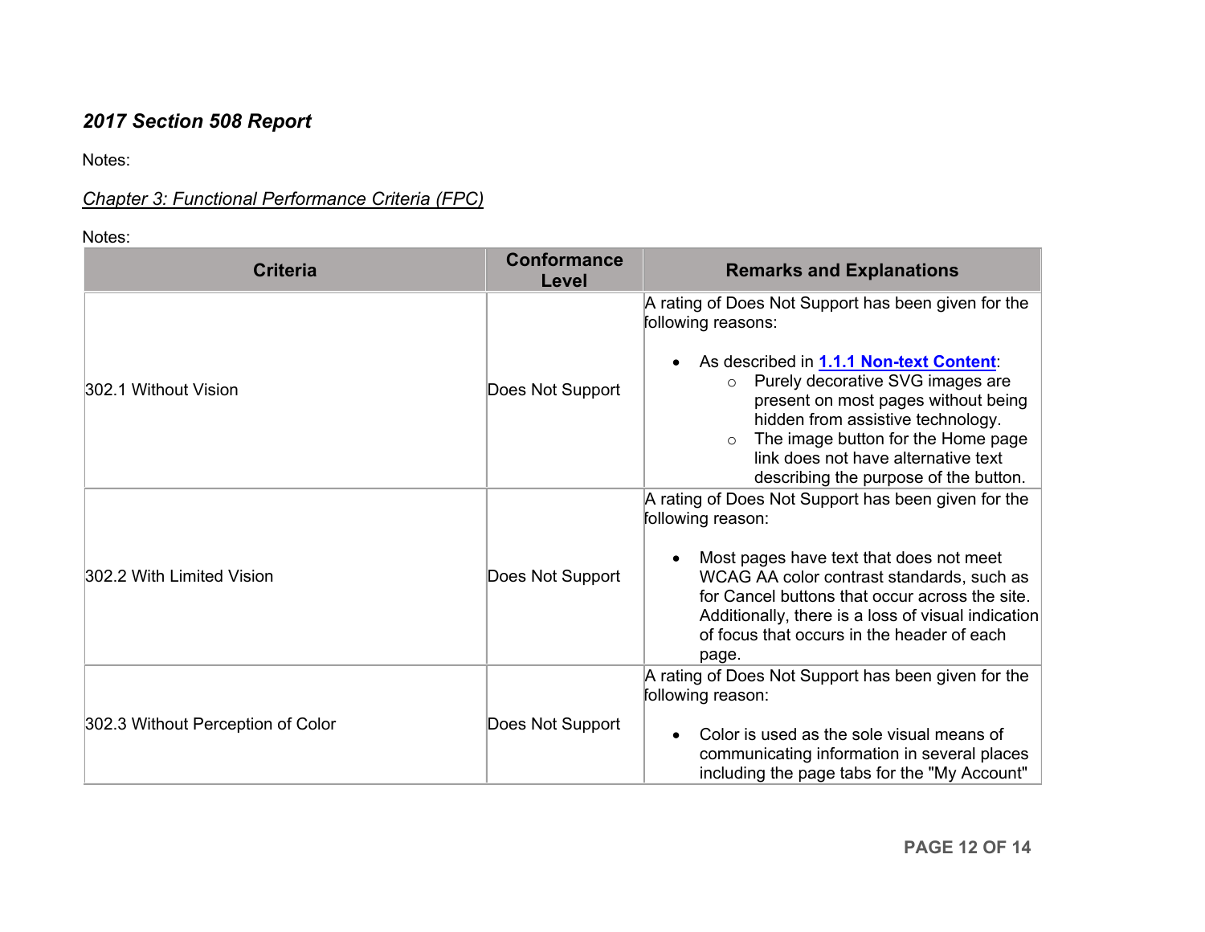## *2017 Section 508 Report*

Notes:

### *Chapter 3: Functional Performance Criteria (FPC)*

Notes:

| Criteria | Conformance Level | Remarks and Explanations |
|---|---|---|
| 302.1 Without Vision | Does Not Support | A rating of Does Not Support has been given for the following reasons:<br><br>• As described in **1.1.1 Non-text Content**:<br>&nbsp;&nbsp;&nbsp;&nbsp;○ Purely decorative SVG images are present on most pages without being hidden from assistive technology.<br>&nbsp;&nbsp;&nbsp;&nbsp;○ The image button for the Home page link does not have alternative text describing the purpose of the button. |
| 302.2 With Limited Vision | Does Not Support | A rating of Does Not Support has been given for the following reason:<br><br>• Most pages have text that does not meet WCAG AA color contrast standards, such as for Cancel buttons that occur across the site. Additionally, there is a loss of visual indication of focus that occurs in the header of each page. |
| 302.3 Without Perception of Color | Does Not Support | A rating of Does Not Support has been given for the following reason:<br><br>• Color is used as the sole visual means of communicating information in several places including the page tabs for the "My Account" |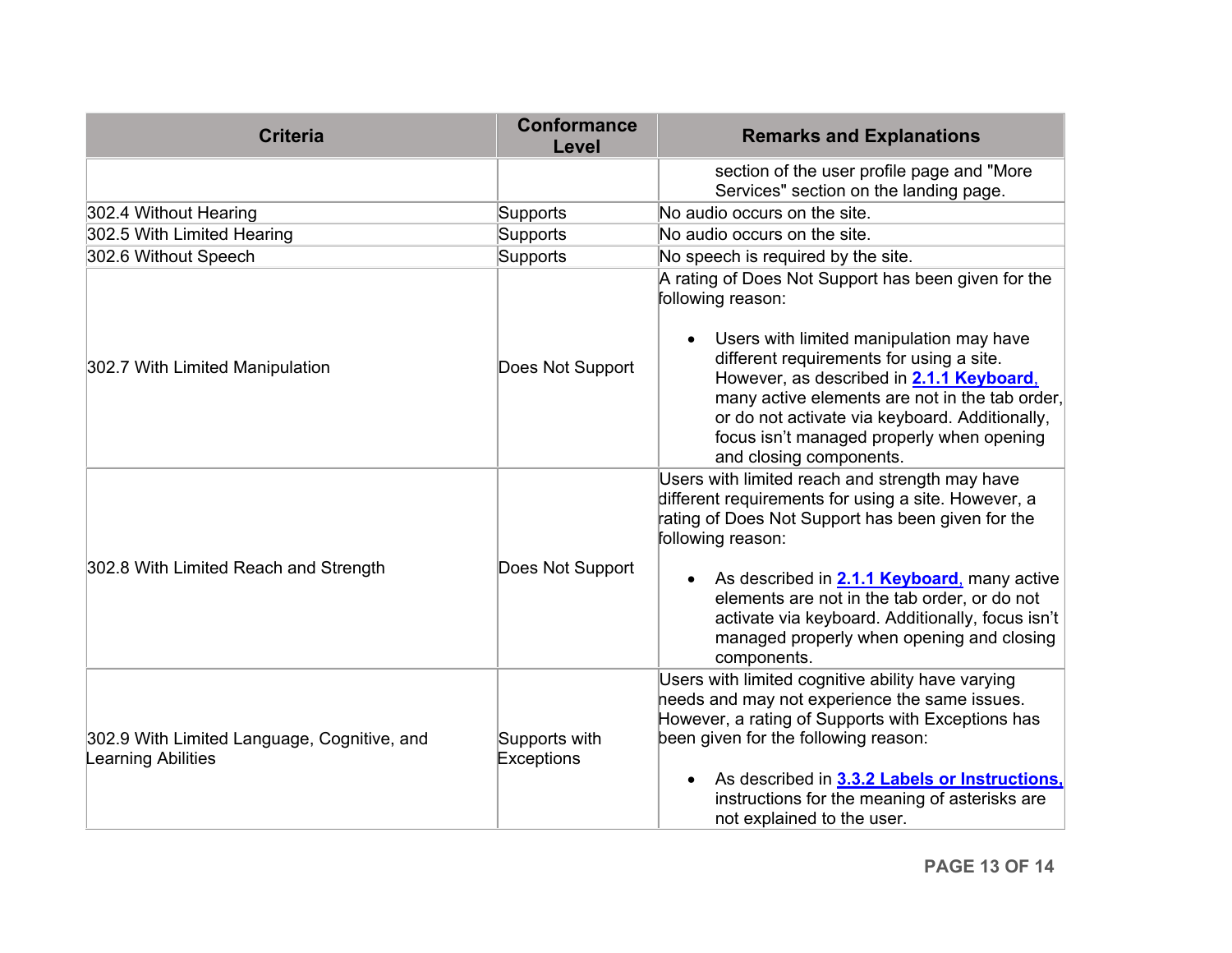| Criteria | Conformance Level | Remarks and Explanations |
| --- | --- | --- |
| | | section of the user profile page and "More Services" section on the landing page. |
| 302.4 Without Hearing | Supports | No audio occurs on the site. |
| 302.5 With Limited Hearing | Supports | No audio occurs on the site. |
| 302.6 Without Speech | Supports | No speech is required by the site. |
| 302.7 With Limited Manipulation | Does Not Support | A rating of Does Not Support has been given for the following reason: <br><br> • Users with limited manipulation may have different requirements for using a site. However, as described in **2.1.1 Keyboard**, many active elements are not in the tab order, or do not activate via keyboard. Additionally, focus isn't managed properly when opening and closing components. |
| 302.8 With Limited Reach and Strength | Does Not Support | Users with limited reach and strength may have different requirements for using a site. However, a rating of Does Not Support has been given for the following reason: <br><br> • As described in **2.1.1 Keyboard**, many active elements are not in the tab order, or do not activate via keyboard. Additionally, focus isn't managed properly when opening and closing components. |
| 302.9 With Limited Language, Cognitive, and Learning Abilities | Supports with Exceptions | Users with limited cognitive ability have varying needs and may not experience the same issues. However, a rating of Supports with Exceptions has been given for the following reason: <br><br> • As described in **3.3.2 Labels or Instructions**, instructions for the meaning of asterisks are not explained to the user. |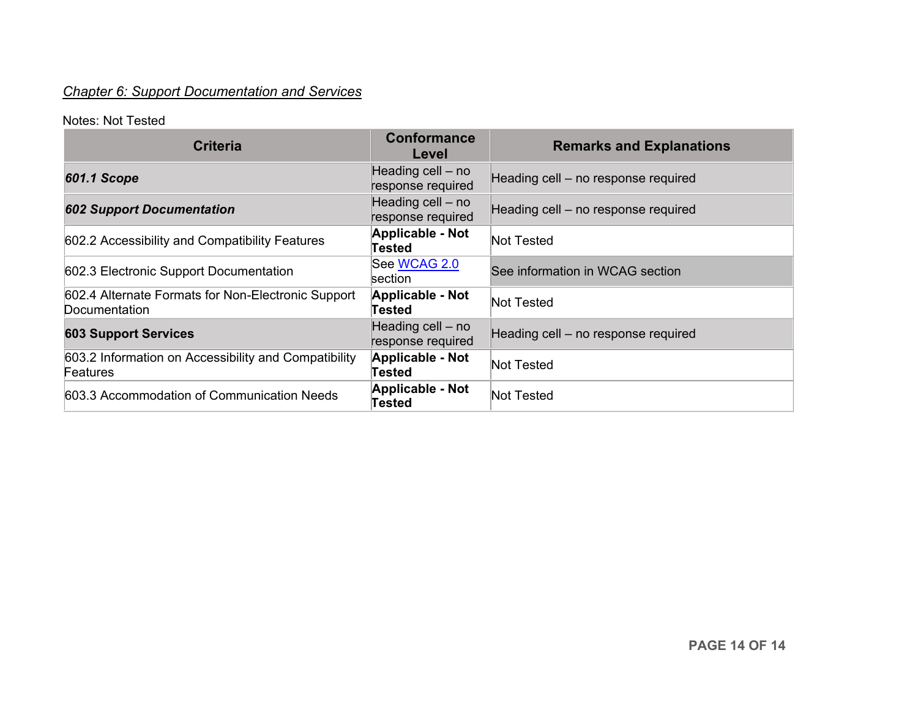*Chapter 6: Support Documentation and Services*

Notes: Not Tested

| Criteria | Conformance Level | Remarks and Explanations |
|---|---|---|
| ***601.1 Scope*** | Heading cell – no response required | Heading cell – no response required |
| ***602 Support Documentation*** | Heading cell – no response required | Heading cell – no response required |
| 602.2 Accessibility and Compatibility Features | **Applicable - Not Tested** | Not Tested |
| 602.3 Electronic Support Documentation | See [WCAG 2.0]() section | See information in WCAG section |
| 602.4 Alternate Formats for Non-Electronic Support Documentation | **Applicable - Not Tested** | Not Tested |
| **603 Support Services** | Heading cell – no response required | Heading cell – no response required |
| 603.2 Information on Accessibility and Compatibility Features | **Applicable - Not Tested** | Not Tested |
| 603.3 Accommodation of Communication Needs | **Applicable - Not Tested** | Not Tested |